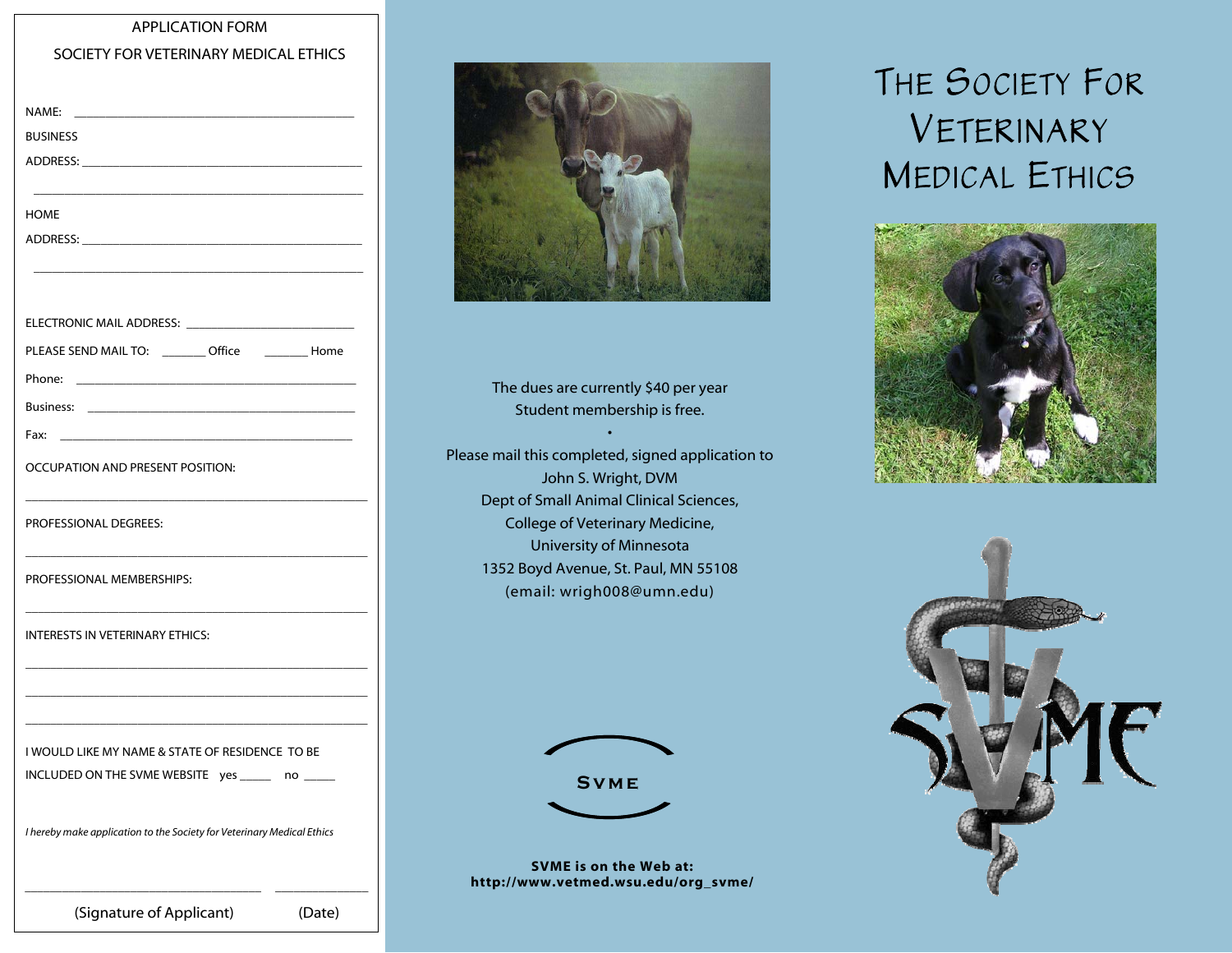APPLICATION FORM

SOCIETY FOR VETERINARY MEDICAL ETHICS

NAME: ___________________________________________

BUSINESS

ADDRESS: ___________________________________________

___________________________________________

HOME

ADDRESS: ___________________________________________

___________________________________________

ELECTRONIC MAIL ADDRESS: ___________________________

PLEASE SEND MAIL TO: _______ Office _______ Home

Phone: ___________________________________________

Business: ___________________________________________

Fax: ___________________________________________

OCCUPATION AND PRESENT POSITION:

___________________________________________

PROFESSIONAL DEGREES:

___________________________________________

PROFESSIONAL MEMBERSHIPS:

___________________________________________

INTERESTS IN VETERINARY ETHICS:

___________________________________________

___________________________________________

___________________________________________

I WOULD LIKE MY NAME & STATE OF RESIDENCE TO BE INCLUDED ON THE SVME WEBSITE yes _____ no _____

*I hereby make application to the Society for Veterinary Medical Ethics*

___________________________________ _______________

(Signature of Applicant) (Date)

The dues are currently $40 per year
Student membership is free.

•

Please mail this completed, signed application to
John S. Wright, DVM
Dept of Small Animal Clinical Sciences,
College of Veterinary Medicine,
University of Minnesota
1352 Boyd Avenue, St. Paul, MN 55108
(email: wrigh008@umn.edu)

SVME

**SVME is on the Web at:**
**http://www.vetmed.wsu.edu/org_svme/**

# The Society For Veterinary Medical Ethics

SVME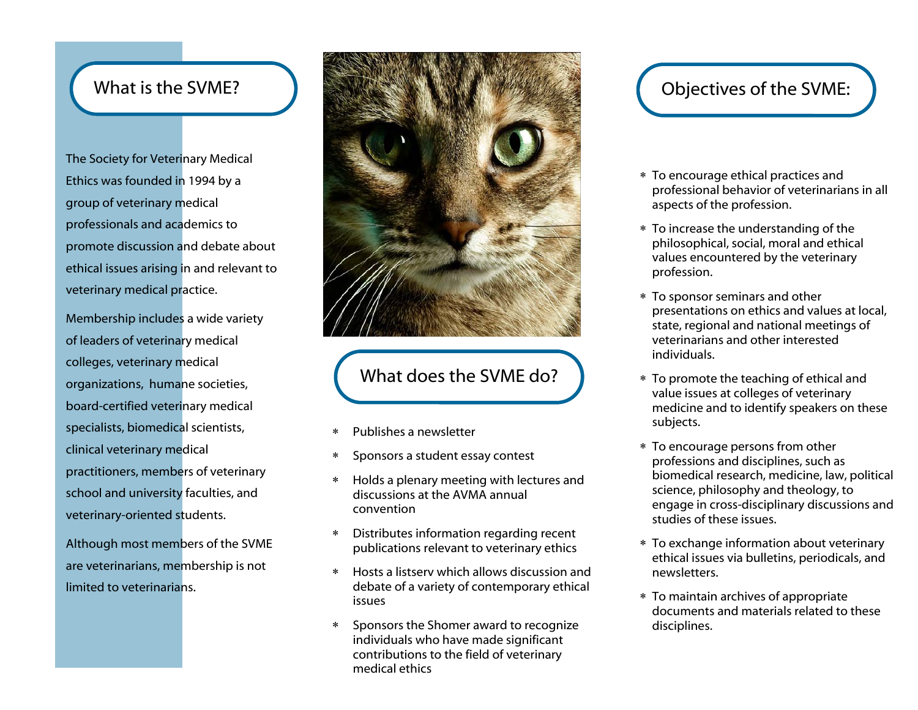## What is the SVME?

The Society for Veterinary Medical Ethics was founded in 1994 by a group of veterinary medical professionals and academics to promote discussion and debate about ethical issues arising in and relevant to veterinary medical practice.

Membership includes a wide variety of leaders of veterinary medical colleges, veterinary medical organizations, humane societies, board-certified veterinary medical specialists, biomedical scientists, clinical veterinary medical practitioners, members of veterinary school and university faculties, and veterinary-oriented students.

Although most members of the SVME are veterinarians, membership is not limited to veterinarians.

## What does the SVME do?

- Publishes a newsletter
- Sponsors a student essay contest
- Holds a plenary meeting with lectures and discussions at the AVMA annual convention
- Distributes information regarding recent publications relevant to veterinary ethics
- Hosts a listserv which allows discussion and debate of a variety of contemporary ethical issues
- Sponsors the Shomer award to recognize individuals who have made significant contributions to the field of veterinary medical ethics

## Objectives of the SVME:

- To encourage ethical practices and professional behavior of veterinarians in all aspects of the profession.
- To increase the understanding of the philosophical, social, moral and ethical values encountered by the veterinary profession.
- To sponsor seminars and other presentations on ethics and values at local, state, regional and national meetings of veterinarians and other interested individuals.
- To promote the teaching of ethical and value issues at colleges of veterinary medicine and to identify speakers on these subjects.
- To encourage persons from other professions and disciplines, such as biomedical research, medicine, law, political science, philosophy and theology, to engage in cross-disciplinary discussions and studies of these issues.
- To exchange information about veterinary ethical issues via bulletins, periodicals, and newsletters.
- To maintain archives of appropriate documents and materials related to these disciplines.